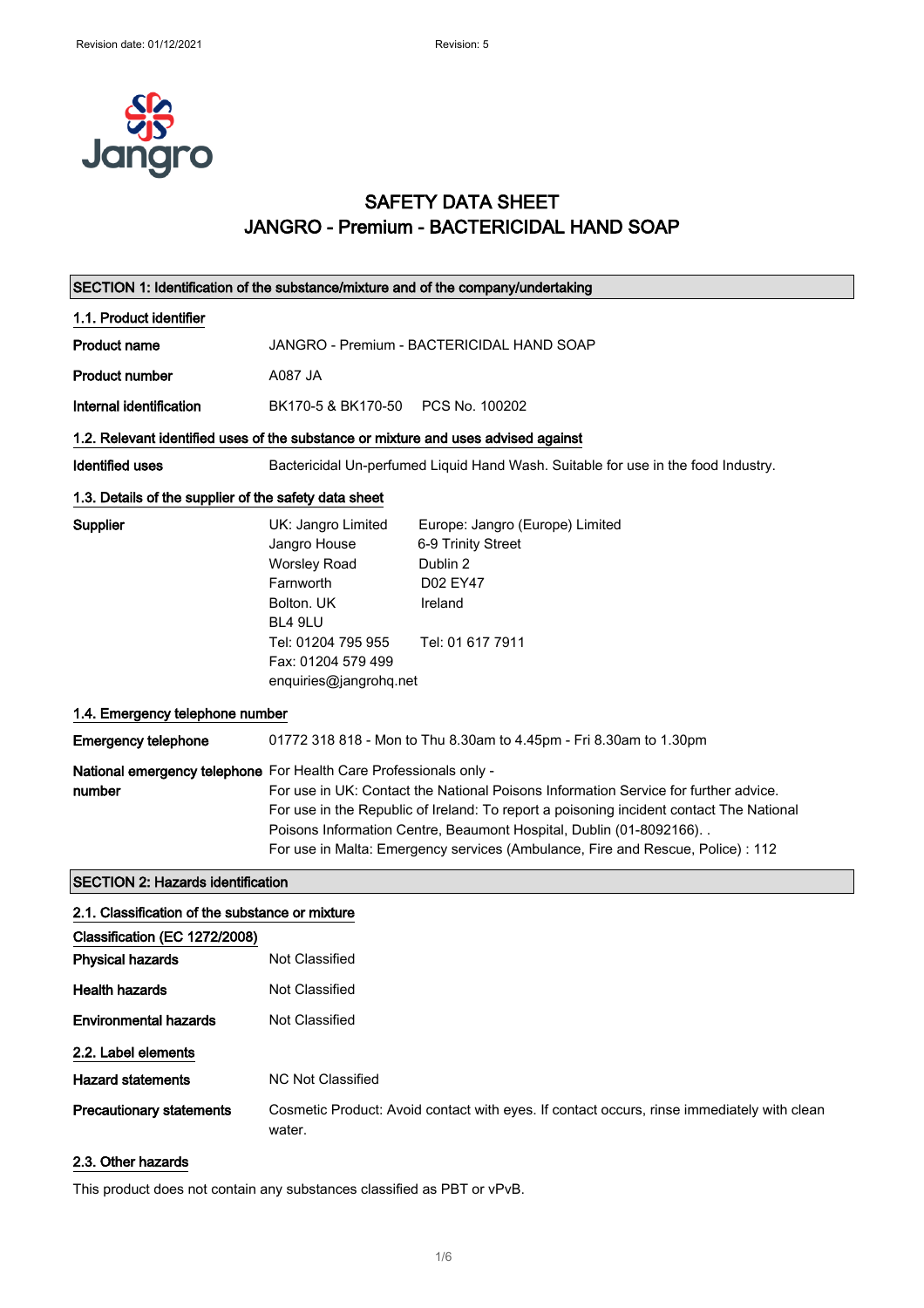# SAFETY DATA SHEET
# JANGRO - Premium - BACTERICIDAL HAND SOAP

## SECTION 1: Identification of the substance/mixture and of the company/undertaking

### 1.1. Product identifier

| | |
|---|---|
| **Product name** | JANGRO - Premium - BACTERICIDAL HAND SOAP |
| **Product number** | A087 JA |
| **Internal identification** | BK170-5 & BK170-50 PCS No. 100202 |

### 1.2. Relevant identified uses of the substance or mixture and uses advised against

| | |
|---|---|
| **Identified uses** | Bactericidal Un-perfumed Liquid Hand Wash. Suitable for use in the food Industry. |

### 1.3. Details of the supplier of the safety data sheet

**Supplier**

UK: Jangro Limited
Jangro House
Worsley Road
Farnworth
Bolton. UK
BL4 9LU
Tel: 01204 795 955
Fax: 01204 579 499
enquiries@jangrohq.net

Europe: Jangro (Europe) Limited
6-9 Trinity Street
Dublin 2
D02 EY47
Ireland

Tel: 01 617 7911

### 1.4. Emergency telephone number

| | |
|---|---|
| **Emergency telephone** | 01772 318 818 - Mon to Thu 8.30am to 4.45pm - Fri 8.30am to 1.30pm |
| **National emergency telephone number** | For Health Care Professionals only - For use in UK: Contact the National Poisons Information Service for further advice. For use in the Republic of Ireland: To report a poisoning incident contact The National Poisons Information Centre, Beaumont Hospital, Dublin (01-8092166). . For use in Malta: Emergency services (Ambulance, Fire and Rescue, Police) : 112 |

## SECTION 2: Hazards identification

### 2.1. Classification of the substance or mixture

**Classification (EC 1272/2008)**

| | |
|---|---|
| **Physical hazards** | Not Classified |
| **Health hazards** | Not Classified |
| **Environmental hazards** | Not Classified |

### 2.2. Label elements

| | |
|---|---|
| **Hazard statements** | NC Not Classified |
| **Precautionary statements** | Cosmetic Product: Avoid contact with eyes. If contact occurs, rinse immediately with clean water. |

### 2.3. Other hazards

This product does not contain any substances classified as PBT or vPvB.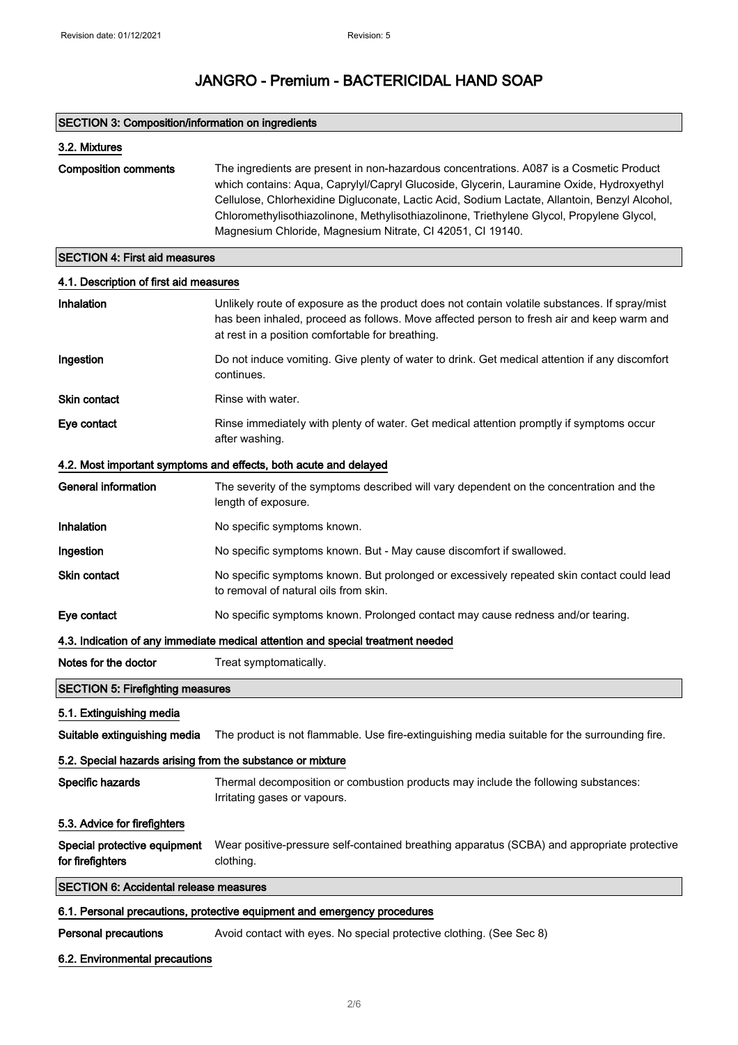## SECTION 3: Composition/information on ingredients

### 3.2. Mixtures

**Composition comments** The ingredients are present in non-hazardous concentrations. A087 is a Cosmetic Product which contains: Aqua, Caprylyl/Capryl Glucoside, Glycerin, Lauramine Oxide, Hydroxyethyl Cellulose, Chlorhexidine Digluconate, Lactic Acid, Sodium Lactate, Allantoin, Benzyl Alcohol, Chloromethylisothiazolinone, Methylisothiazolinone, Triethylene Glycol, Propylene Glycol, Magnesium Chloride, Magnesium Nitrate, CI 42051, CI 19140.

## SECTION 4: First aid measures

### 4.1. Description of first aid measures

**Inhalation** Unlikely route of exposure as the product does not contain volatile substances. If spray/mist has been inhaled, proceed as follows. Move affected person to fresh air and keep warm and at rest in a position comfortable for breathing.

**Ingestion** Do not induce vomiting. Give plenty of water to drink. Get medical attention if any discomfort continues.

**Skin contact** Rinse with water.

**Eye contact** Rinse immediately with plenty of water. Get medical attention promptly if symptoms occur after washing.

### 4.2. Most important symptoms and effects, both acute and delayed

**General information** The severity of the symptoms described will vary dependent on the concentration and the length of exposure.

**Inhalation** No specific symptoms known.

**Ingestion** No specific symptoms known. But - May cause discomfort if swallowed.

**Skin contact** No specific symptoms known. But prolonged or excessively repeated skin contact could lead to removal of natural oils from skin.

**Eye contact** No specific symptoms known. Prolonged contact may cause redness and/or tearing.

### 4.3. Indication of any immediate medical attention and special treatment needed

**Notes for the doctor** Treat symptomatically.

## SECTION 5: Firefighting measures

### 5.1. Extinguishing media

**Suitable extinguishing media** The product is not flammable. Use fire-extinguishing media suitable for the surrounding fire.

### 5.2. Special hazards arising from the substance or mixture

**Specific hazards** Thermal decomposition or combustion products may include the following substances: Irritating gases or vapours.

### 5.3. Advice for firefighters

**Special protective equipment for firefighters** Wear positive-pressure self-contained breathing apparatus (SCBA) and appropriate protective clothing.

## SECTION 6: Accidental release measures

### 6.1. Personal precautions, protective equipment and emergency procedures

**Personal precautions** Avoid contact with eyes. No special protective clothing. (See Sec 8)

### 6.2. Environmental precautions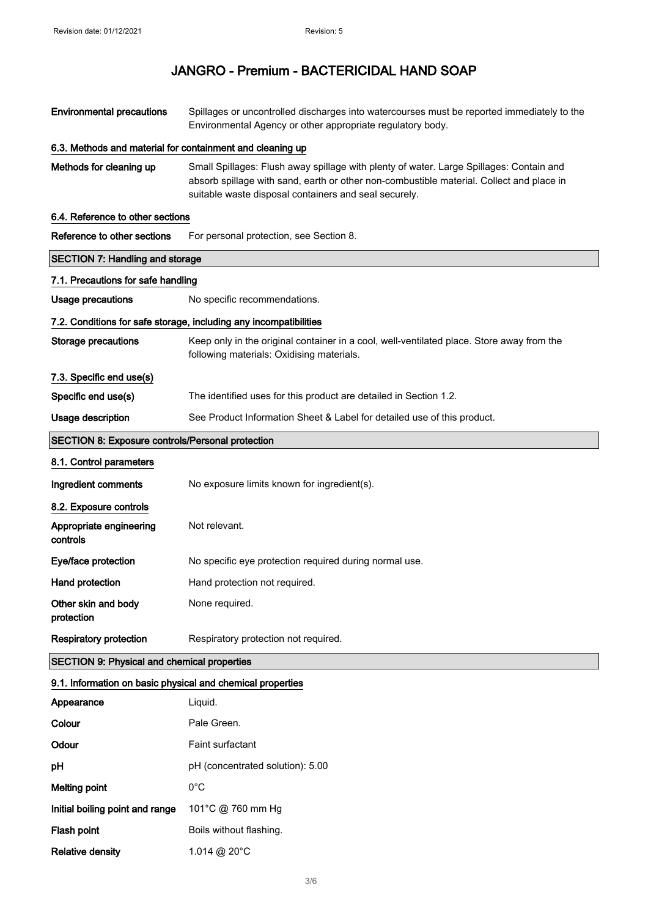| | |
|---|---|
| **Environmental precautions** | Spillages or uncontrolled discharges into watercourses must be reported immediately to the Environmental Agency or other appropriate regulatory body. |

### 6.3. Methods and material for containment and cleaning up

| | |
|---|---|
| **Methods for cleaning up** | Small Spillages: Flush away spillage with plenty of water. Large Spillages: Contain and absorb spillage with sand, earth or other non-combustible material. Collect and place in suitable waste disposal containers and seal securely. |

### 6.4. Reference to other sections

| | |
|---|---|
| **Reference to other sections** | For personal protection, see Section 8. |

## SECTION 7: Handling and storage

### 7.1. Precautions for safe handling

| | |
|---|---|
| **Usage precautions** | No specific recommendations. |

### 7.2. Conditions for safe storage, including any incompatibilities

| | |
|---|---|
| **Storage precautions** | Keep only in the original container in a cool, well-ventilated place. Store away from the following materials: Oxidising materials. |

### 7.3. Specific end use(s)

| | |
|---|---|
| **Specific end use(s)** | The identified uses for this product are detailed in Section 1.2. |
| **Usage description** | See Product Information Sheet & Label for detailed use of this product. |

## SECTION 8: Exposure controls/Personal protection

### 8.1. Control parameters

| | |
|---|---|
| **Ingredient comments** | No exposure limits known for ingredient(s). |

### 8.2. Exposure controls

| | |
|---|---|
| **Appropriate engineering controls** | Not relevant. |
| **Eye/face protection** | No specific eye protection required during normal use. |
| **Hand protection** | Hand protection not required. |
| **Other skin and body protection** | None required. |
| **Respiratory protection** | Respiratory protection not required. |

## SECTION 9: Physical and chemical properties

### 9.1. Information on basic physical and chemical properties

| | |
|---|---|
| **Appearance** | Liquid. |
| **Colour** | Pale Green. |
| **Odour** | Faint surfactant |
| **pH** | pH (concentrated solution): 5.00 |
| **Melting point** | 0°C |
| **Initial boiling point and range** | 101°C @ 760 mm Hg |
| **Flash point** | Boils without flashing. |
| **Relative density** | 1.014 @ 20°C |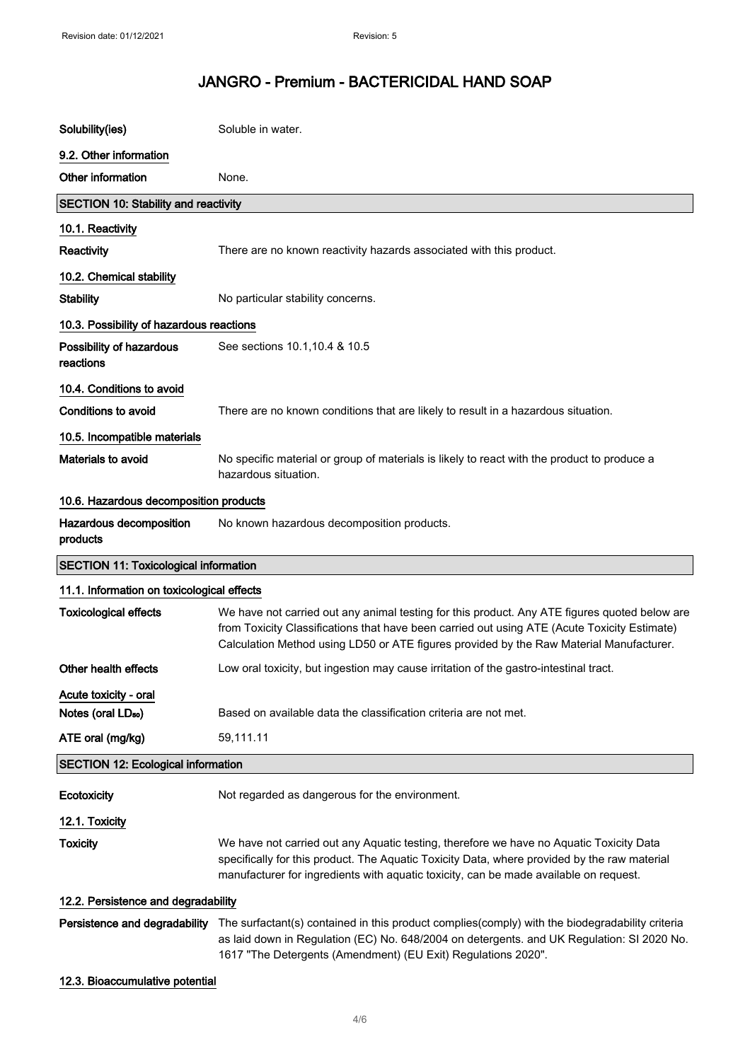| | |
|---|---|
| **Solubility(ies)** | Soluble in water. |

### 9.2. Other information

| | |
|---|---|
| **Other information** | None. |

## SECTION 10: Stability and reactivity

### 10.1. Reactivity

| | |
|---|---|
| **Reactivity** | There are no known reactivity hazards associated with this product. |

### 10.2. Chemical stability

| | |
|---|---|
| **Stability** | No particular stability concerns. |

### 10.3. Possibility of hazardous reactions

| | |
|---|---|
| **Possibility of hazardous reactions** | See sections 10.1,10.4 & 10.5 |

### 10.4. Conditions to avoid

| | |
|---|---|
| **Conditions to avoid** | There are no known conditions that are likely to result in a hazardous situation. |

### 10.5. Incompatible materials

| | |
|---|---|
| **Materials to avoid** | No specific material or group of materials is likely to react with the product to produce a hazardous situation. |

### 10.6. Hazardous decomposition products

| | |
|---|---|
| **Hazardous decomposition products** | No known hazardous decomposition products. |

## SECTION 11: Toxicological information

### 11.1. Information on toxicological effects

| | |
|---|---|
| **Toxicological effects** | We have not carried out any animal testing for this product. Any ATE figures quoted below are from Toxicity Classifications that have been carried out using ATE (Acute Toxicity Estimate) Calculation Method using LD50 or ATE figures provided by the Raw Material Manufacturer. |
| **Other health effects** | Low oral toxicity, but ingestion may cause irritation of the gastro-intestinal tract. |

**Acute toxicity - oral**

| | |
|---|---|
| **Notes (oral $LD_{50}$)** | Based on available data the classification criteria are not met. |
| **ATE oral (mg/kg)** | 59,111.11 |

## SECTION 12: Ecological information

| | |
|---|---|
| **Ecotoxicity** | Not regarded as dangerous for the environment. |

### 12.1. Toxicity

| | |
|---|---|
| **Toxicity** | We have not carried out any Aquatic testing, therefore we have no Aquatic Toxicity Data specifically for this product. The Aquatic Toxicity Data, where provided by the raw material manufacturer for ingredients with aquatic toxicity, can be made available on request. |

### 12.2. Persistence and degradability

| | |
|---|---|
| **Persistence and degradability** | The surfactant(s) contained in this product complies(comply) with the biodegradability criteria as laid down in Regulation (EC) No. 648/2004 on detergents. and UK Regulation: SI 2020 No. 1617 "The Detergents (Amendment) (EU Exit) Regulations 2020". |

### 12.3. Bioaccumulative potential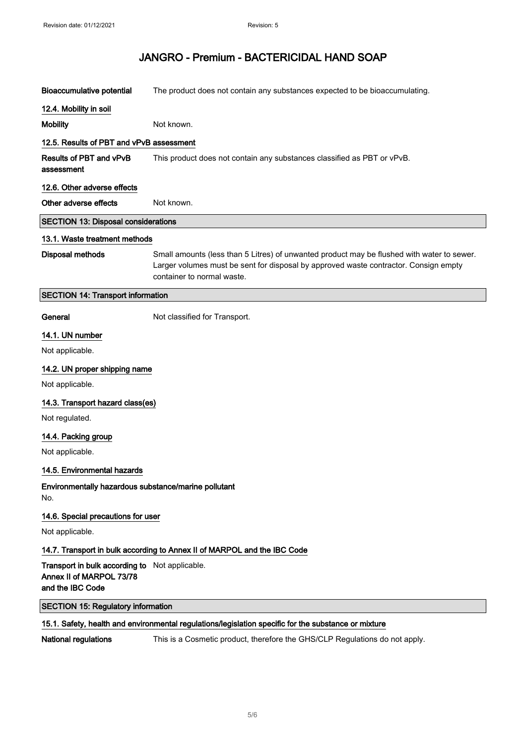**Bioaccumulative potential** The product does not contain any substances expected to be bioaccumulating.

### 12.4. Mobility in soil

**Mobility** Not known.

### 12.5. Results of PBT and vPvB assessment

**Results of PBT and vPvB assessment** This product does not contain any substances classified as PBT or vPvB.

### 12.6. Other adverse effects

**Other adverse effects** Not known.

## SECTION 13: Disposal considerations

### 13.1. Waste treatment methods

**Disposal methods** Small amounts (less than 5 Litres) of unwanted product may be flushed with water to sewer. Larger volumes must be sent for disposal by approved waste contractor. Consign empty container to normal waste.

## SECTION 14: Transport information

**General** Not classified for Transport.

### 14.1. UN number

Not applicable.

### 14.2. UN proper shipping name

Not applicable.

### 14.3. Transport hazard class(es)

Not regulated.

### 14.4. Packing group

Not applicable.

### 14.5. Environmental hazards

**Environmentally hazardous substance/marine pollutant**

No.

### 14.6. Special precautions for user

Not applicable.

### 14.7. Transport in bulk according to Annex II of MARPOL and the IBC Code

**Transport in bulk according to Annex II of MARPOL 73/78 and the IBC Code** Not applicable.

## SECTION 15: Regulatory information

### 15.1. Safety, health and environmental regulations/legislation specific for the substance or mixture

**National regulations** This is a Cosmetic product, therefore the GHS/CLP Regulations do not apply.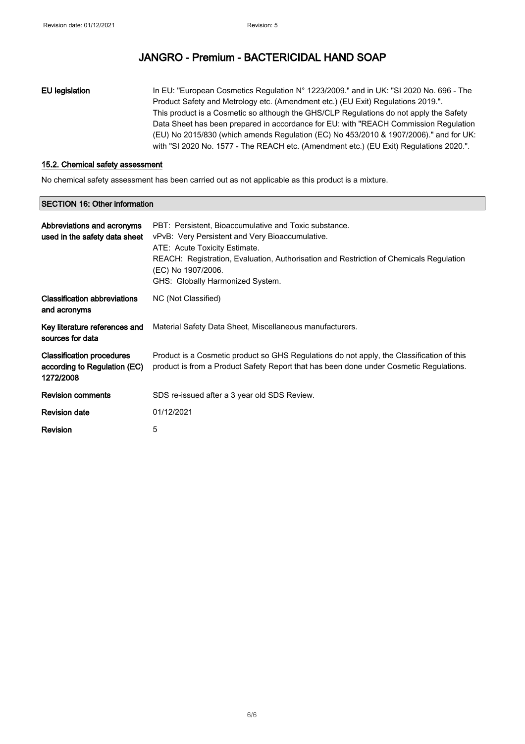# JANGRO - Premium - BACTERICIDAL HAND SOAP

| | |
|---|---|
| **EU legislation** | In EU: "European Cosmetics Regulation N° 1223/2009." and in UK: "SI 2020 No. 696 - The Product Safety and Metrology etc. (Amendment etc.) (EU Exit) Regulations 2019.". This product is a Cosmetic so although the GHS/CLP Regulations do not apply the Safety Data Sheet has been prepared in accordance for EU: with "REACH Commission Regulation (EU) No 2015/830 (which amends Regulation (EC) No 453/2010 & 1907/2006)." and for UK: with "SI 2020 No. 1577 - The REACH etc. (Amendment etc.) (EU Exit) Regulations 2020.". |

### 15.2. Chemical safety assessment

No chemical safety assessment has been carried out as not applicable as this product is a mixture.

## SECTION 16: Other information

| | |
|---|---|
| **Abbreviations and acronyms used in the safety data sheet** | PBT: Persistent, Bioaccumulative and Toxic substance.<br>vPvB: Very Persistent and Very Bioaccumulative.<br>ATE: Acute Toxicity Estimate.<br>REACH: Registration, Evaluation, Authorisation and Restriction of Chemicals Regulation (EC) No 1907/2006.<br>GHS: Globally Harmonized System. |
| **Classification abbreviations and acronyms** | NC (Not Classified) |
| **Key literature references and sources for data** | Material Safety Data Sheet, Miscellaneous manufacturers. |
| **Classification procedures according to Regulation (EC) 1272/2008** | Product is a Cosmetic product so GHS Regulations do not apply, the Classification of this product is from a Product Safety Report that has been done under Cosmetic Regulations. |
| **Revision comments** | SDS re-issued after a 3 year old SDS Review. |
| **Revision date** | 01/12/2021 |
| **Revision** | 5 |